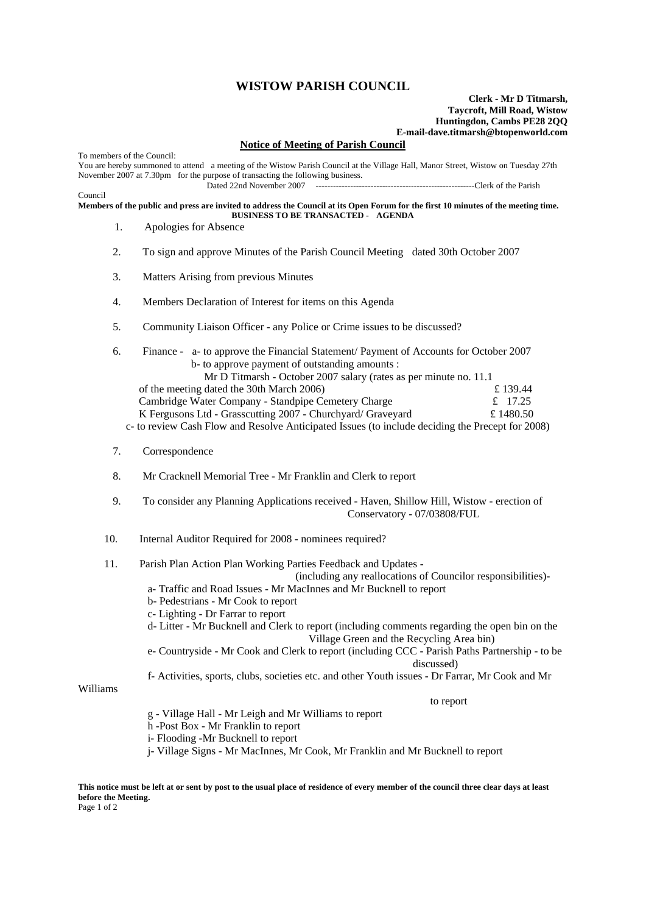# WISTOW PARISH COUNCIL

**Clerk - Mr D Titmarsh,**
**Taycroft, Mill Road, Wistow**
**Huntingdon, Cambs PE28 2QQ**
**E-mail-dave.titmarsh@btopenworld.com**

## Notice of Meeting of Parish Council

To members of the Council:
You are hereby summoned to attend a meeting of the Wistow Parish Council at the Village Hall, Manor Street, Wistow on Tuesday 27th November 2007 at 7.30pm for the purpose of transacting the following business.

Dated 22nd November 2007 ------------------------------------------------------Clerk of the Parish Council

**Members of the public and press are invited to address the Council at its Open Forum for the first 10 minutes of the meeting time.**

**BUSINESS TO BE TRANSACTED - AGENDA**

1. Apologies for Absence

2. To sign and approve Minutes of the Parish Council Meeting dated 30th October 2007

3. Matters Arising from previous Minutes

4. Members Declaration of Interest for items on this Agenda

5. Community Liaison Officer - any Police or Crime issues to be discussed?

6. Finance - a- to approve the Financial Statement/ Payment of Accounts for October 2007
   b- to approve payment of outstanding amounts :

| | |
|---|---|
| Mr D Titmarsh - October 2007 salary (rates as per minute no. 11.1 of the meeting dated the 30th March 2006) | £ 139.44 |
| Cambridge Water Company - Standpipe Cemetery Charge | £ 17.25 |
| K Fergusons Ltd - Grasscutting 2007 - Churchyard/ Graveyard | £ 1480.50 |

   c- to review Cash Flow and Resolve Anticipated Issues (to include deciding the Precept for 2008)

7. Correspondence

8. Mr Cracknell Memorial Tree - Mr Franklin and Clerk to report

9. To consider any Planning Applications received - Haven, Shillow Hill, Wistow - erection of Conservatory - 07/03808/FUL

10. Internal Auditor Required for 2008 - nominees required?

11. Parish Plan Action Plan Working Parties Feedback and Updates - (including any reallocations of Councilor responsibilities)-
    - a- Traffic and Road Issues - Mr MacInnes and Mr Bucknell to report
    - b- Pedestrians - Mr Cook to report
    - c- Lighting - Dr Farrar to report
    - d- Litter - Mr Bucknell and Clerk to report (including comments regarding the open bin on the Village Green and the Recycling Area bin)
    - e- Countryside - Mr Cook and Clerk to report (including CCC - Parish Paths Partnership - to be discussed)
    - f- Activities, sports, clubs, societies etc. and other Youth issues - Dr Farrar, Mr Cook and Mr Williams to report
    - g - Village Hall - Mr Leigh and Mr Williams to report
    - h -Post Box - Mr Franklin to report
    - i- Flooding -Mr Bucknell to report
    - j- Village Signs - Mr MacInnes, Mr Cook, Mr Franklin and Mr Bucknell to report

**This notice must be left at or sent by post to the usual place of residence of every member of the council three clear days at least before the Meeting.**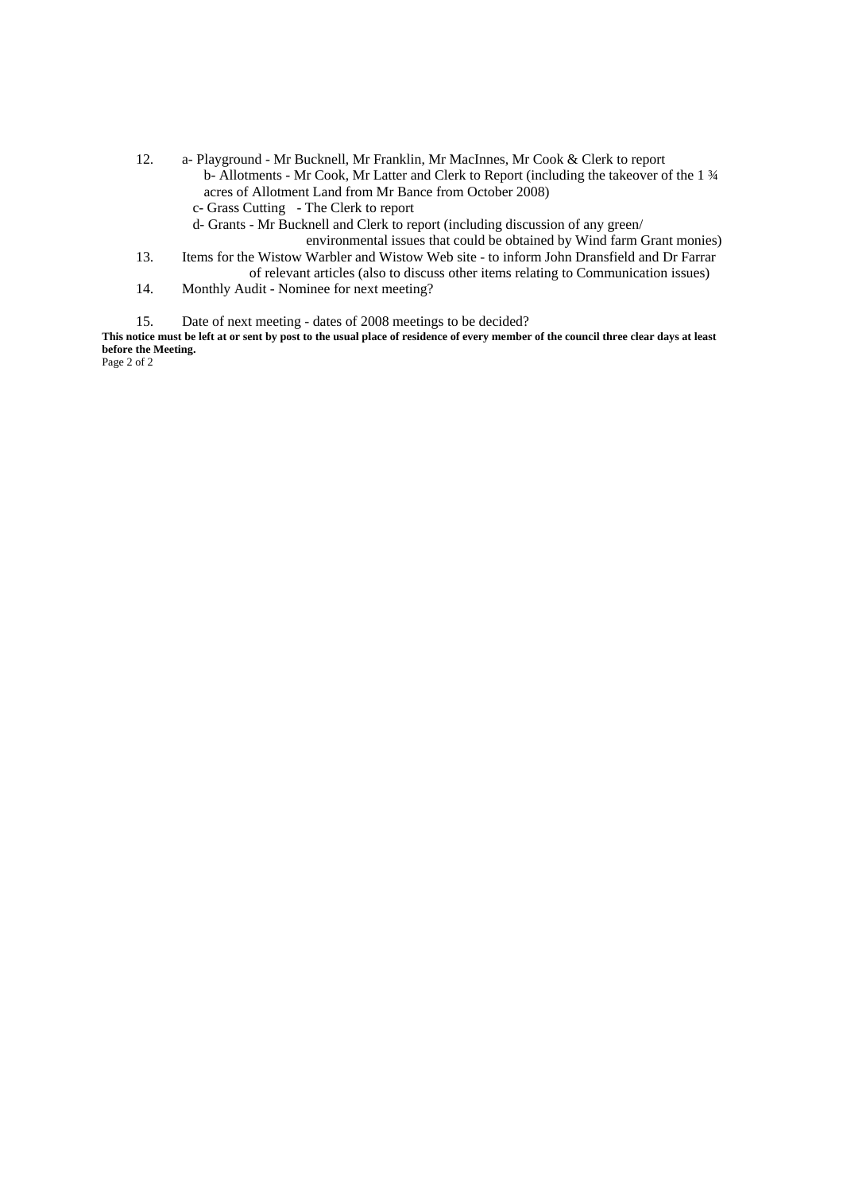12. a- Playground - Mr Bucknell, Mr Franklin, Mr MacInnes, Mr Cook & Clerk to report
    b- Allotments - Mr Cook, Mr Latter and Clerk to Report (including the takeover of the 1 ¾ acres of Allotment Land from Mr Bance from October 2008)
    c- Grass Cutting - The Clerk to report
    d- Grants - Mr Bucknell and Clerk to report (including discussion of any green/ environmental issues that could be obtained by Wind farm Grant monies)
13. Items for the Wistow Warbler and Wistow Web site - to inform John Dransfield and Dr Farrar of relevant articles (also to discuss other items relating to Communication issues)
14. Monthly Audit - Nominee for next meeting?
15. Date of next meeting - dates of 2008 meetings to be decided?

**This notice must be left at or sent by post to the usual place of residence of every member of the council three clear days at least before the Meeting.**